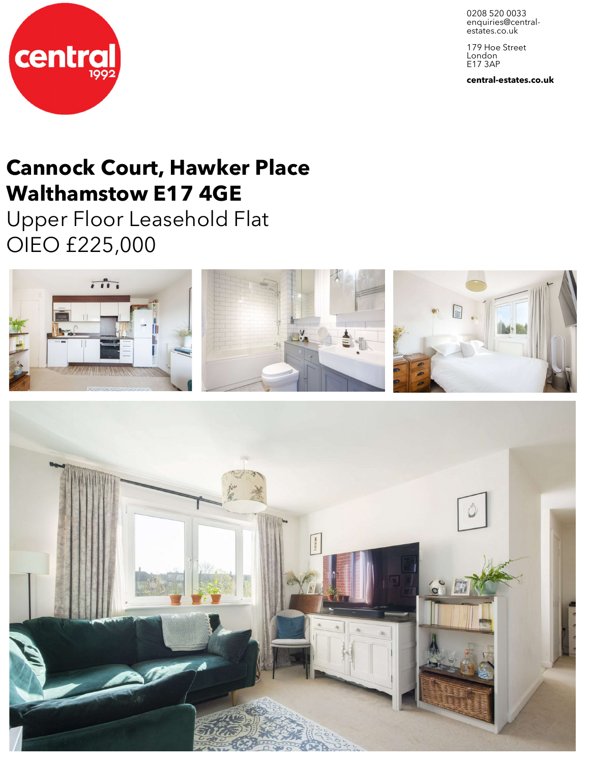central 1992

0208 520 0033
enquiries@central-estates.co.uk

179 Hoe Street
London
E17 3AP

**central-estates.co.uk**

# Cannock Court, Hawker Place
# Walthamstow E17 4GE

Upper Floor Leasehold Flat

OIEO £225,000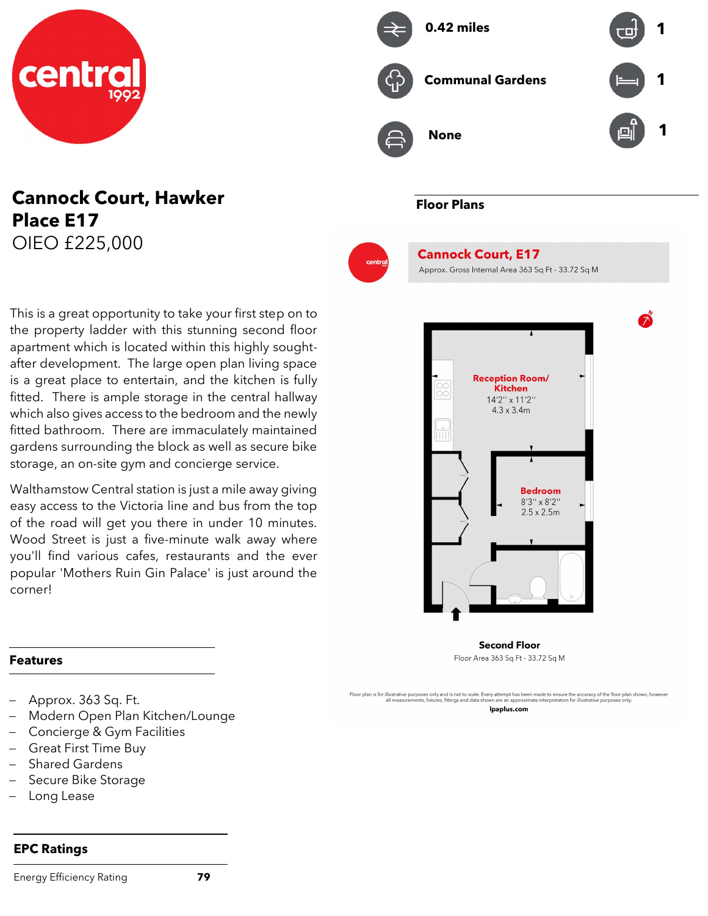central 1992

0.42 miles

Communal Gardens

None

1

1

1

# Cannock Court, Hawker Place E17

OIEO £225,000

This is a great opportunity to take your first step on to the property ladder with this stunning second floor apartment which is located within this highly sought-after development. The large open plan living space is a great place to entertain, and the kitchen is fully fitted. There is ample storage in the central hallway which also gives access to the bedroom and the newly fitted bathroom. There are immaculately maintained gardens surrounding the block as well as secure bike storage, an on-site gym and concierge service.

Walthamstow Central station is just a mile away giving easy access to the Victoria line and bus from the top of the road will get you there in under 10 minutes. Wood Street is just a five-minute walk away where you'll find various cafes, restaurants and the ever popular 'Mothers Ruin Gin Palace' is just around the corner!

## Features

- Approx. 363 Sq. Ft.
- Modern Open Plan Kitchen/Lounge
- Concierge & Gym Facilities
- Great First Time Buy
- Shared Gardens
- Secure Bike Storage
- Long Lease

## EPC Ratings

Energy Efficiency Rating **79**

## Floor Plans

**Cannock Court, E17**

Approx. Gross Internal Area 363 Sq Ft - 33.72 Sq M

Reception Room/ Kitchen
14'2" x 11'2"
4.3 x 3.4m

Bedroom
8'3" x 8'2"
2.5 x 2.5m

**Second Floor**

Floor Area 363 Sq Ft - 33.72 Sq M

Floor plan is for illustrative purposes only and is not to scale. Every attempt has been made to ensure the accuracy of the floor plan shown, however all measurements, fixtures, fittings and data shown are an approximate interpretation for illustrative purposes only.

lpaplus.com